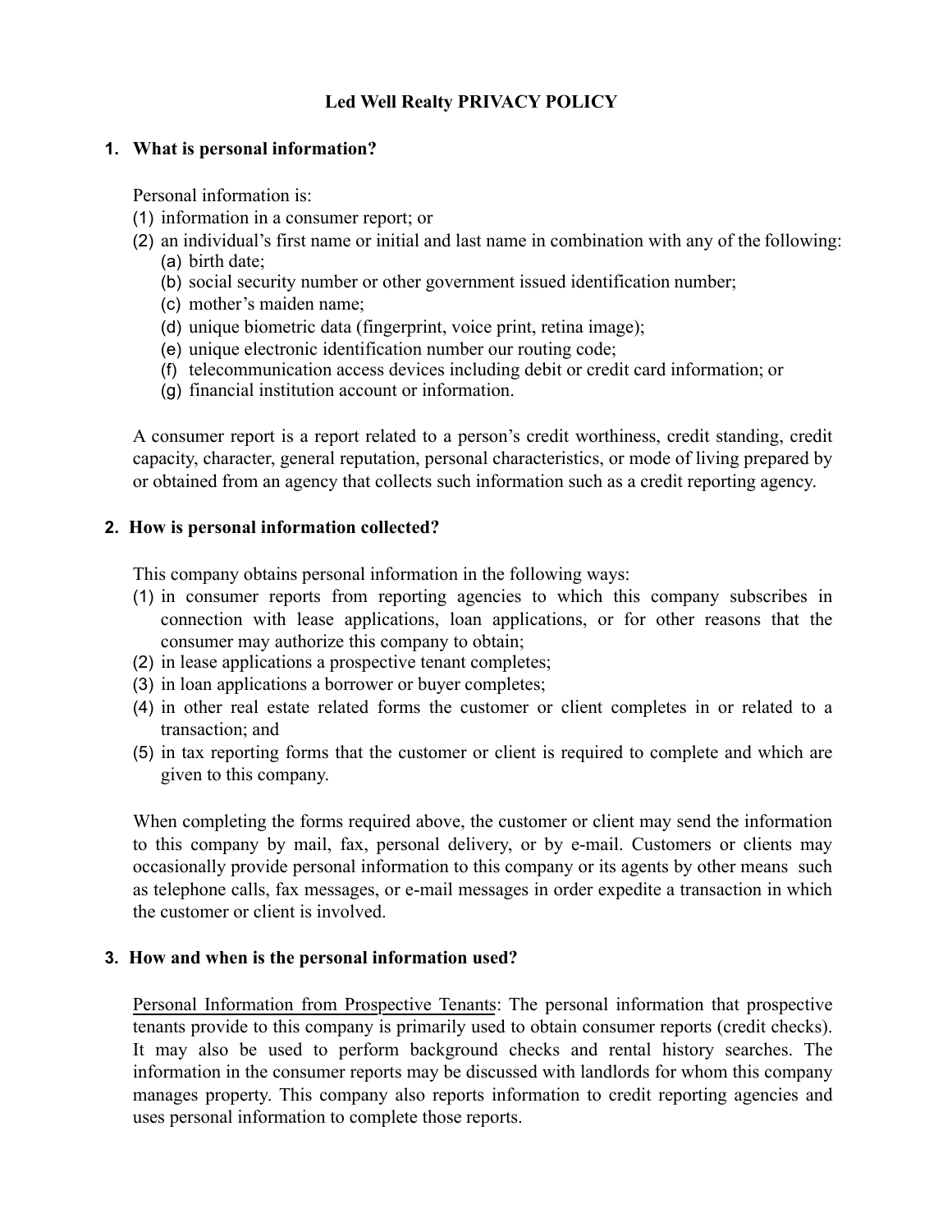# Led Well Realty PRIVACY POLICY

## 1. What is personal information?

Personal information is:

(1) information in a consumer report; or
(2) an individual's first name or initial and last name in combination with any of the following:
  (a) birth date;
  (b) social security number or other government issued identification number;
  (c) mother's maiden name;
  (d) unique biometric data (fingerprint, voice print, retina image);
  (e) unique electronic identification number our routing code;
  (f) telecommunication access devices including debit or credit card information; or
  (g) financial institution account or information.

A consumer report is a report related to a person's credit worthiness, credit standing, credit capacity, character, general reputation, personal characteristics, or mode of living prepared by or obtained from an agency that collects such information such as a credit reporting agency.

## 2. How is personal information collected?

This company obtains personal information in the following ways:

(1) in consumer reports from reporting agencies to which this company subscribes in connection with lease applications, loan applications, or for other reasons that the consumer may authorize this company to obtain;
(2) in lease applications a prospective tenant completes;
(3) in loan applications a borrower or buyer completes;
(4) in other real estate related forms the customer or client completes in or related to a transaction; and
(5) in tax reporting forms that the customer or client is required to complete and which are given to this company.

When completing the forms required above, the customer or client may send the information to this company by mail, fax, personal delivery, or by e-mail. Customers or clients may occasionally provide personal information to this company or its agents by other means such as telephone calls, fax messages, or e-mail messages in order expedite a transaction in which the customer or client is involved.

## 3. How and when is the personal information used?

Personal Information from Prospective Tenants: The personal information that prospective tenants provide to this company is primarily used to obtain consumer reports (credit checks). It may also be used to perform background checks and rental history searches. The information in the consumer reports may be discussed with landlords for whom this company manages property. This company also reports information to credit reporting agencies and uses personal information to complete those reports.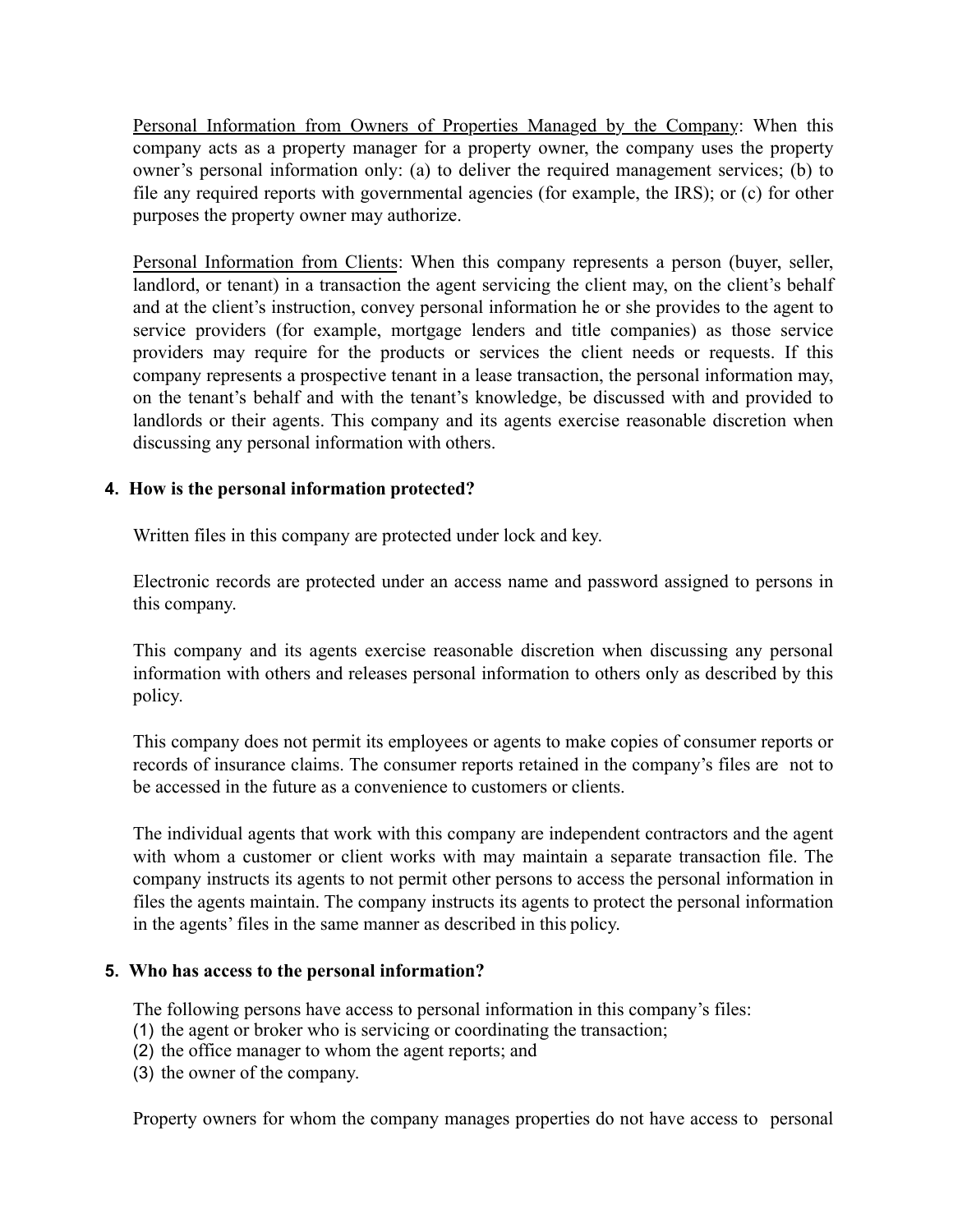Personal Information from Owners of Properties Managed by the Company: When this company acts as a property manager for a property owner, the company uses the property owner's personal information only: (a) to deliver the required management services; (b) to file any required reports with governmental agencies (for example, the IRS); or (c) for other purposes the property owner may authorize.

Personal Information from Clients: When this company represents a person (buyer, seller, landlord, or tenant) in a transaction the agent servicing the client may, on the client's behalf and at the client's instruction, convey personal information he or she provides to the agent to service providers (for example, mortgage lenders and title companies) as those service providers may require for the products or services the client needs or requests. If this company represents a prospective tenant in a lease transaction, the personal information may, on the tenant's behalf and with the tenant's knowledge, be discussed with and provided to landlords or their agents. This company and its agents exercise reasonable discretion when discussing any personal information with others.

**4. How is the personal information protected?**

Written files in this company are protected under lock and key.

Electronic records are protected under an access name and password assigned to persons in this company.

This company and its agents exercise reasonable discretion when discussing any personal information with others and releases personal information to others only as described by this policy.

This company does not permit its employees or agents to make copies of consumer reports or records of insurance claims. The consumer reports retained in the company's files are not to be accessed in the future as a convenience to customers or clients.

The individual agents that work with this company are independent contractors and the agent with whom a customer or client works with may maintain a separate transaction file. The company instructs its agents to not permit other persons to access the personal information in files the agents maintain. The company instructs its agents to protect the personal information in the agents' files in the same manner as described in this policy.

**5. Who has access to the personal information?**

The following persons have access to personal information in this company's files:
(1) the agent or broker who is servicing or coordinating the transaction;
(2) the office manager to whom the agent reports; and
(3) the owner of the company.

Property owners for whom the company manages properties do not have access to personal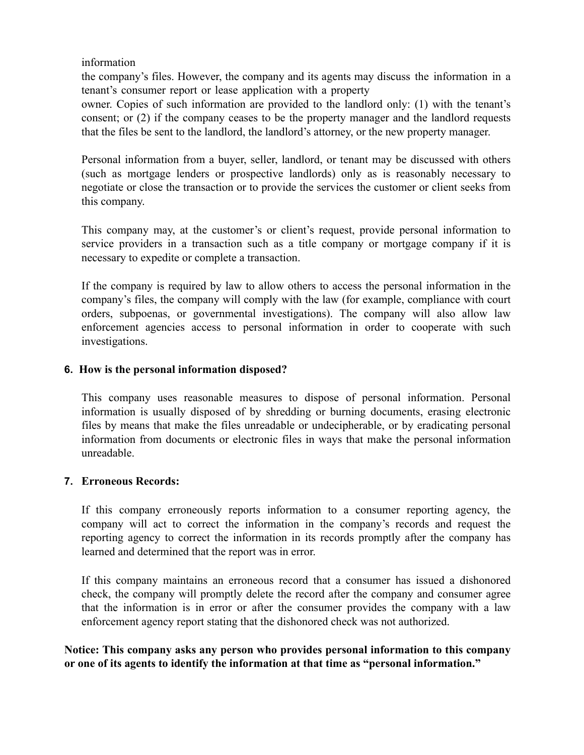information
the company's files. However, the company and its agents may discuss the information in a tenant's consumer report or lease application with a property
owner. Copies of such information are provided to the landlord only: (1) with the tenant's consent; or (2) if the company ceases to be the property manager and the landlord requests that the files be sent to the landlord, the landlord's attorney, or the new property manager.

Personal information from a buyer, seller, landlord, or tenant may be discussed with others (such as mortgage lenders or prospective landlords) only as is reasonably necessary to negotiate or close the transaction or to provide the services the customer or client seeks from this company.

This company may, at the customer's or client's request, provide personal information to service providers in a transaction such as a title company or mortgage company if it is necessary to expedite or complete a transaction.

If the company is required by law to allow others to access the personal information in the company's files, the company will comply with the law (for example, compliance with court orders, subpoenas, or governmental investigations). The company will also allow law enforcement agencies access to personal information in order to cooperate with such investigations.

**6. How is the personal information disposed?**

This company uses reasonable measures to dispose of personal information. Personal information is usually disposed of by shredding or burning documents, erasing electronic files by means that make the files unreadable or undecipherable, or by eradicating personal information from documents or electronic files in ways that make the personal information unreadable.

**7. Erroneous Records:**

If this company erroneously reports information to a consumer reporting agency, the company will act to correct the information in the company's records and request the reporting agency to correct the information in its records promptly after the company has learned and determined that the report was in error.

If this company maintains an erroneous record that a consumer has issued a dishonored check, the company will promptly delete the record after the company and consumer agree that the information is in error or after the consumer provides the company with a law enforcement agency report stating that the dishonored check was not authorized.

**Notice: This company asks any person who provides personal information to this company or one of its agents to identify the information at that time as "personal information."**